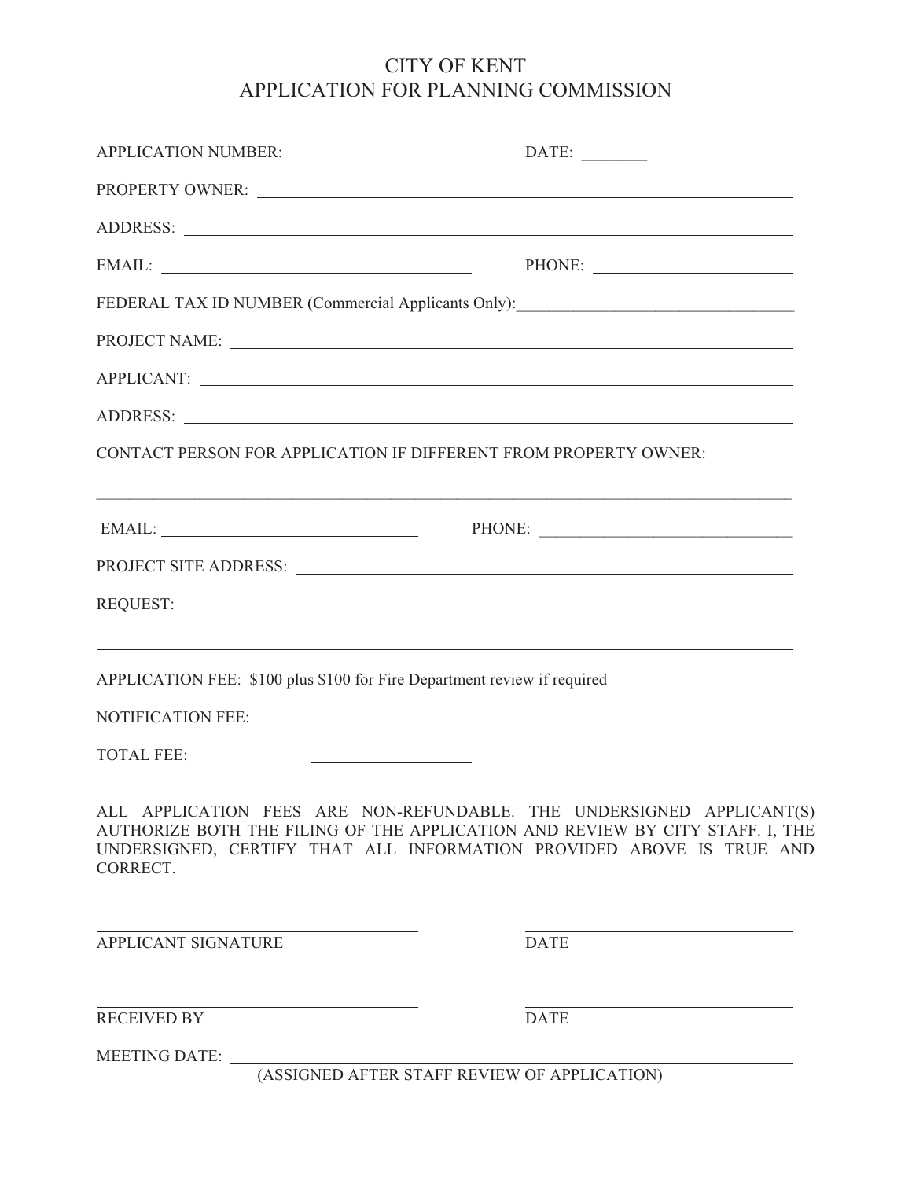# CITY OF KENT
## APPLICATION FOR PLANNING COMMISSION

APPLICATION NUMBER: ____________________ DATE: ____________________

PROPERTY OWNER: ____________________________________________

ADDRESS: ____________________________________________

EMAIL: ____________________ PHONE: ____________________

FEDERAL TAX ID NUMBER (Commercial Applicants Only): ____________________

PROJECT NAME: ____________________________________________

APPLICANT: ____________________________________________

ADDRESS: ____________________________________________

CONTACT PERSON FOR APPLICATION IF DIFFERENT FROM PROPERTY OWNER:

____________________________________________

EMAIL: ____________________ PHONE: ____________________

PROJECT SITE ADDRESS: ____________________________________________

REQUEST: ____________________________________________

____________________________________________

APPLICATION FEE: $100 plus $100 for Fire Department review if required

NOTIFICATION FEE: ____________________

TOTAL FEE: ____________________

ALL APPLICATION FEES ARE NON-REFUNDABLE. THE UNDERSIGNED APPLICANT(S) AUTHORIZE BOTH THE FILING OF THE APPLICATION AND REVIEW BY CITY STAFF. I, THE UNDERSIGNED, CERTIFY THAT ALL INFORMATION PROVIDED ABOVE IS TRUE AND CORRECT.

____________________ ____________________

APPLICANT SIGNATURE DATE

____________________ ____________________

RECEIVED BY DATE

MEETING DATE: ____________________________________________

(ASSIGNED AFTER STAFF REVIEW OF APPLICATION)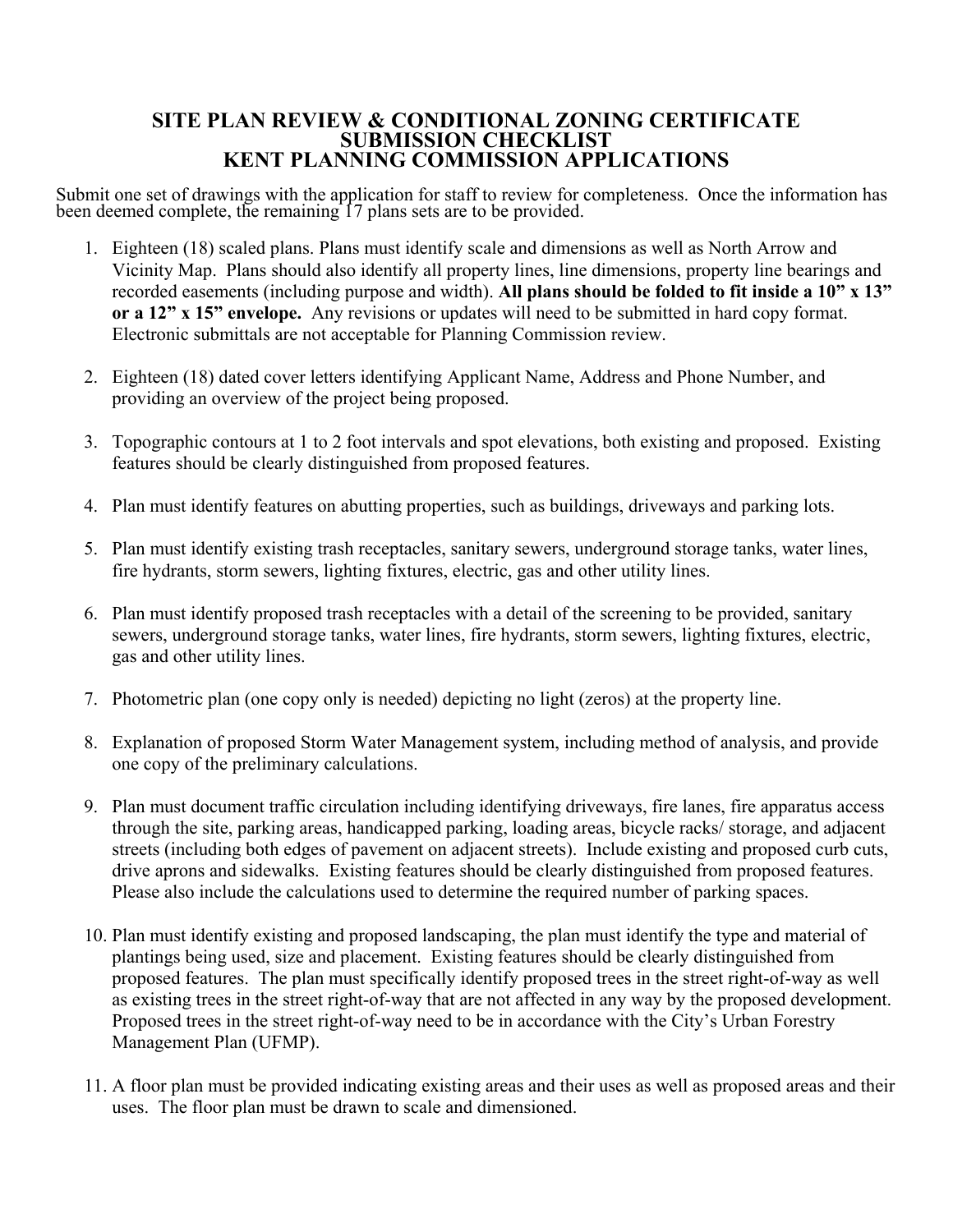# SITE PLAN REVIEW & CONDITIONAL ZONING CERTIFICATE SUBMISSION CHECKLIST KENT PLANNING COMMISSION APPLICATIONS

Submit one set of drawings with the application for staff to review for completeness. Once the information has been deemed complete, the remaining 17 plans sets are to be provided.

1. Eighteen (18) scaled plans. Plans must identify scale and dimensions as well as North Arrow and Vicinity Map. Plans should also identify all property lines, line dimensions, property line bearings and recorded easements (including purpose and width). **All plans should be folded to fit inside a 10" x 13" or a 12" x 15" envelope.** Any revisions or updates will need to be submitted in hard copy format. Electronic submittals are not acceptable for Planning Commission review.

2. Eighteen (18) dated cover letters identifying Applicant Name, Address and Phone Number, and providing an overview of the project being proposed.

3. Topographic contours at 1 to 2 foot intervals and spot elevations, both existing and proposed. Existing features should be clearly distinguished from proposed features.

4. Plan must identify features on abutting properties, such as buildings, driveways and parking lots.

5. Plan must identify existing trash receptacles, sanitary sewers, underground storage tanks, water lines, fire hydrants, storm sewers, lighting fixtures, electric, gas and other utility lines.

6. Plan must identify proposed trash receptacles with a detail of the screening to be provided, sanitary sewers, underground storage tanks, water lines, fire hydrants, storm sewers, lighting fixtures, electric, gas and other utility lines.

7. Photometric plan (one copy only is needed) depicting no light (zeros) at the property line.

8. Explanation of proposed Storm Water Management system, including method of analysis, and provide one copy of the preliminary calculations.

9. Plan must document traffic circulation including identifying driveways, fire lanes, fire apparatus access through the site, parking areas, handicapped parking, loading areas, bicycle racks/ storage, and adjacent streets (including both edges of pavement on adjacent streets). Include existing and proposed curb cuts, drive aprons and sidewalks. Existing features should be clearly distinguished from proposed features. Please also include the calculations used to determine the required number of parking spaces.

10. Plan must identify existing and proposed landscaping, the plan must identify the type and material of plantings being used, size and placement. Existing features should be clearly distinguished from proposed features. The plan must specifically identify proposed trees in the street right-of-way as well as existing trees in the street right-of-way that are not affected in any way by the proposed development. Proposed trees in the street right-of-way need to be in accordance with the City's Urban Forestry Management Plan (UFMP).

11. A floor plan must be provided indicating existing areas and their uses as well as proposed areas and their uses. The floor plan must be drawn to scale and dimensioned.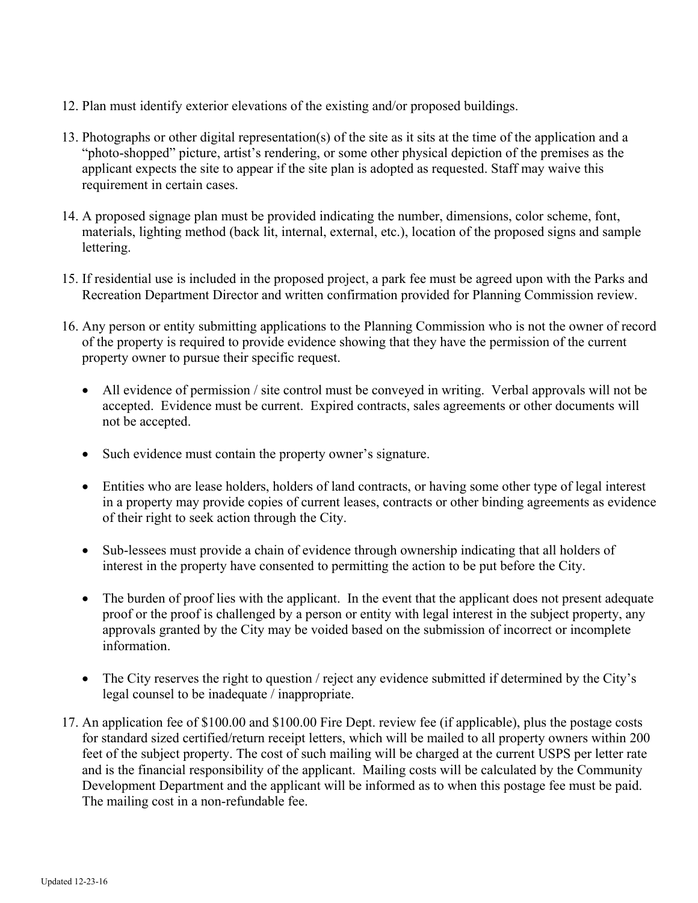12. Plan must identify exterior elevations of the existing and/or proposed buildings.

13. Photographs or other digital representation(s) of the site as it sits at the time of the application and a "photo-shopped" picture, artist's rendering, or some other physical depiction of the premises as the applicant expects the site to appear if the site plan is adopted as requested. Staff may waive this requirement in certain cases.

14. A proposed signage plan must be provided indicating the number, dimensions, color scheme, font, materials, lighting method (back lit, internal, external, etc.), location of the proposed signs and sample lettering.

15. If residential use is included in the proposed project, a park fee must be agreed upon with the Parks and Recreation Department Director and written confirmation provided for Planning Commission review.

16. Any person or entity submitting applications to the Planning Commission who is not the owner of record of the property is required to provide evidence showing that they have the permission of the current property owner to pursue their specific request.

    - All evidence of permission / site control must be conveyed in writing. Verbal approvals will not be accepted. Evidence must be current. Expired contracts, sales agreements or other documents will not be accepted.
    - Such evidence must contain the property owner's signature.
    - Entities who are lease holders, holders of land contracts, or having some other type of legal interest in a property may provide copies of current leases, contracts or other binding agreements as evidence of their right to seek action through the City.
    - Sub-lessees must provide a chain of evidence through ownership indicating that all holders of interest in the property have consented to permitting the action to be put before the City.
    - The burden of proof lies with the applicant. In the event that the applicant does not present adequate proof or the proof is challenged by a person or entity with legal interest in the subject property, any approvals granted by the City may be voided based on the submission of incorrect or incomplete information.
    - The City reserves the right to question / reject any evidence submitted if determined by the City's legal counsel to be inadequate / inappropriate.

17. An application fee of $100.00 and $100.00 Fire Dept. review fee (if applicable), plus the postage costs for standard sized certified/return receipt letters, which will be mailed to all property owners within 200 feet of the subject property. The cost of such mailing will be charged at the current USPS per letter rate and is the financial responsibility of the applicant. Mailing costs will be calculated by the Community Development Department and the applicant will be informed as to when this postage fee must be paid. The mailing cost in a non-refundable fee.

Updated 12-23-16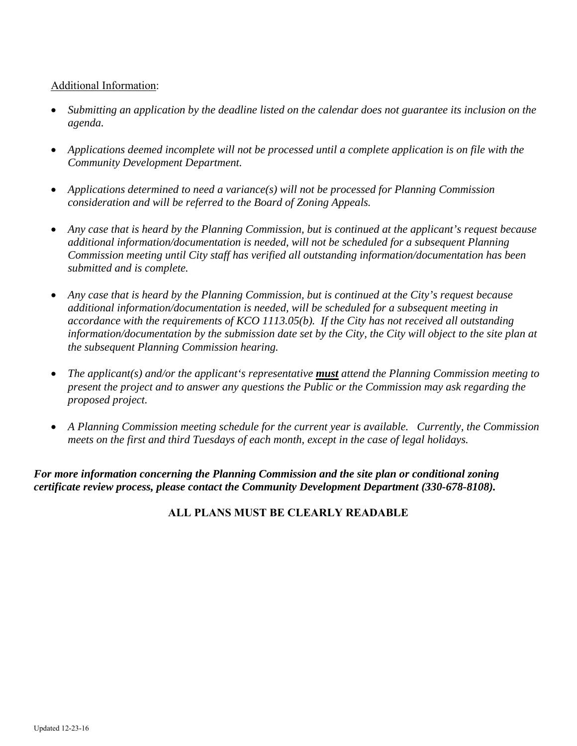Additional Information:

- *Submitting an application by the deadline listed on the calendar does not guarantee its inclusion on the agenda.*

- *Applications deemed incomplete will not be processed until a complete application is on file with the Community Development Department.*

- *Applications determined to need a variance(s) will not be processed for Planning Commission consideration and will be referred to the Board of Zoning Appeals.*

- *Any case that is heard by the Planning Commission, but is continued at the applicant's request because additional information/documentation is needed, will not be scheduled for a subsequent Planning Commission meeting until City staff has verified all outstanding information/documentation has been submitted and is complete.*

- *Any case that is heard by the Planning Commission, but is continued at the City's request because additional information/documentation is needed, will be scheduled for a subsequent meeting in accordance with the requirements of KCO 1113.05(b). If the City has not received all outstanding information/documentation by the submission date set by the City, the City will object to the site plan at the subsequent Planning Commission hearing.*

- *The applicant(s) and/or the applicant's representative **must** attend the Planning Commission meeting to present the project and to answer any questions the Public or the Commission may ask regarding the proposed project.*

- *A Planning Commission meeting schedule for the current year is available. Currently, the Commission meets on the first and third Tuesdays of each month, except in the case of legal holidays.*

***For more information concerning the Planning Commission and the site plan or conditional zoning certificate review process, please contact the Community Development Department (330-678-8108).***

**ALL PLANS MUST BE CLEARLY READABLE**

Updated 12-23-16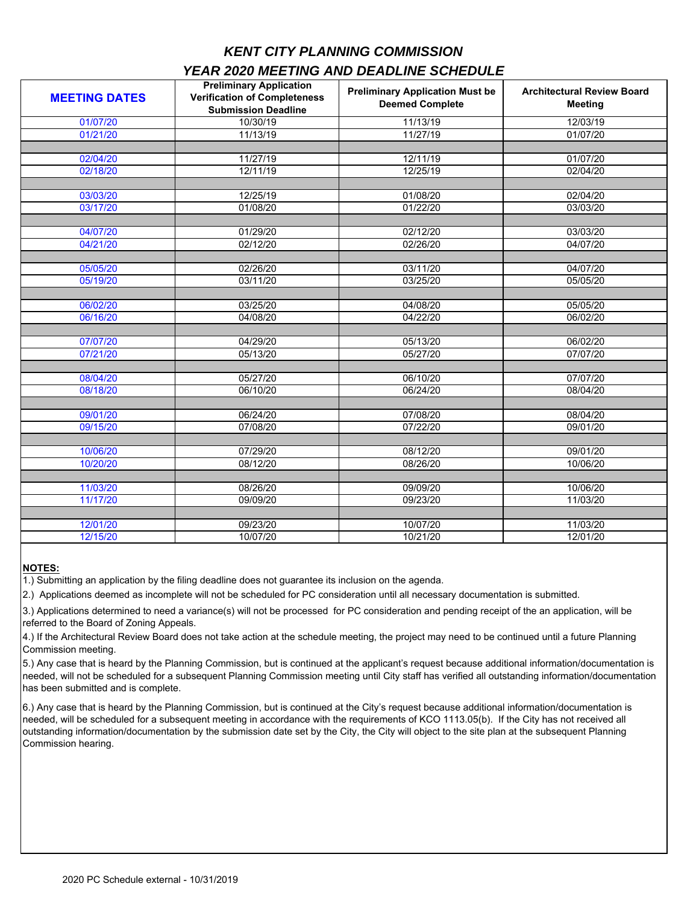# KENT CITY PLANNING COMMISSION

## YEAR 2020 MEETING AND DEADLINE SCHEDULE

| MEETING DATES | Preliminary Application Verification of Completeness Submission Deadline | Preliminary Application Must be Deemed Complete | Architectural Review Board Meeting |
|---|---|---|---|
| 01/07/20 | 10/30/19 | 11/13/19 | 12/03/19 |
| 01/21/20 | 11/13/19 | 11/27/19 | 01/07/20 |
| | | | |
| 02/04/20 | 11/27/19 | 12/11/19 | 01/07/20 |
| 02/18/20 | 12/11/19 | 12/25/19 | 02/04/20 |
| | | | |
| 03/03/20 | 12/25/19 | 01/08/20 | 02/04/20 |
| 03/17/20 | 01/08/20 | 01/22/20 | 03/03/20 |
| | | | |
| 04/07/20 | 01/29/20 | 02/12/20 | 03/03/20 |
| 04/21/20 | 02/12/20 | 02/26/20 | 04/07/20 |
| | | | |
| 05/05/20 | 02/26/20 | 03/11/20 | 04/07/20 |
| 05/19/20 | 03/11/20 | 03/25/20 | 05/05/20 |
| | | | |
| 06/02/20 | 03/25/20 | 04/08/20 | 05/05/20 |
| 06/16/20 | 04/08/20 | 04/22/20 | 06/02/20 |
| | | | |
| 07/07/20 | 04/29/20 | 05/13/20 | 06/02/20 |
| 07/21/20 | 05/13/20 | 05/27/20 | 07/07/20 |
| | | | |
| 08/04/20 | 05/27/20 | 06/10/20 | 07/07/20 |
| 08/18/20 | 06/10/20 | 06/24/20 | 08/04/20 |
| | | | |
| 09/01/20 | 06/24/20 | 07/08/20 | 08/04/20 |
| 09/15/20 | 07/08/20 | 07/22/20 | 09/01/20 |
| | | | |
| 10/06/20 | 07/29/20 | 08/12/20 | 09/01/20 |
| 10/20/20 | 08/12/20 | 08/26/20 | 10/06/20 |
| | | | |
| 11/03/20 | 08/26/20 | 09/09/20 | 10/06/20 |
| 11/17/20 | 09/09/20 | 09/23/20 | 11/03/20 |
| | | | |
| 12/01/20 | 09/23/20 | 10/07/20 | 11/03/20 |
| 12/15/20 | 10/07/20 | 10/21/20 | 12/01/20 |

**NOTES:**

1.) Submitting an application by the filing deadline does not guarantee its inclusion on the agenda.

2.) Applications deemed as incomplete will not be scheduled for PC consideration until all necessary documentation is submitted.

3.) Applications determined to need a variance(s) will not be processed for PC consideration and pending receipt of the an application, will be referred to the Board of Zoning Appeals.

4.) If the Architectural Review Board does not take action at the schedule meeting, the project may need to be continued until a future Planning Commission meeting.

5.) Any case that is heard by the Planning Commission, but is continued at the applicant's request because additional information/documentation is needed, will not be scheduled for a subsequent Planning Commission meeting until City staff has verified all outstanding information/documentation has been submitted and is complete.

6.) Any case that is heard by the Planning Commission, but is continued at the City's request because additional information/documentation is needed, will be scheduled for a subsequent meeting in accordance with the requirements of KCO 1113.05(b). If the City has not received all outstanding information/documentation by the submission date set by the City, the City will object to the site plan at the subsequent Planning Commission hearing.

2020 PC Schedule external - 10/31/2019